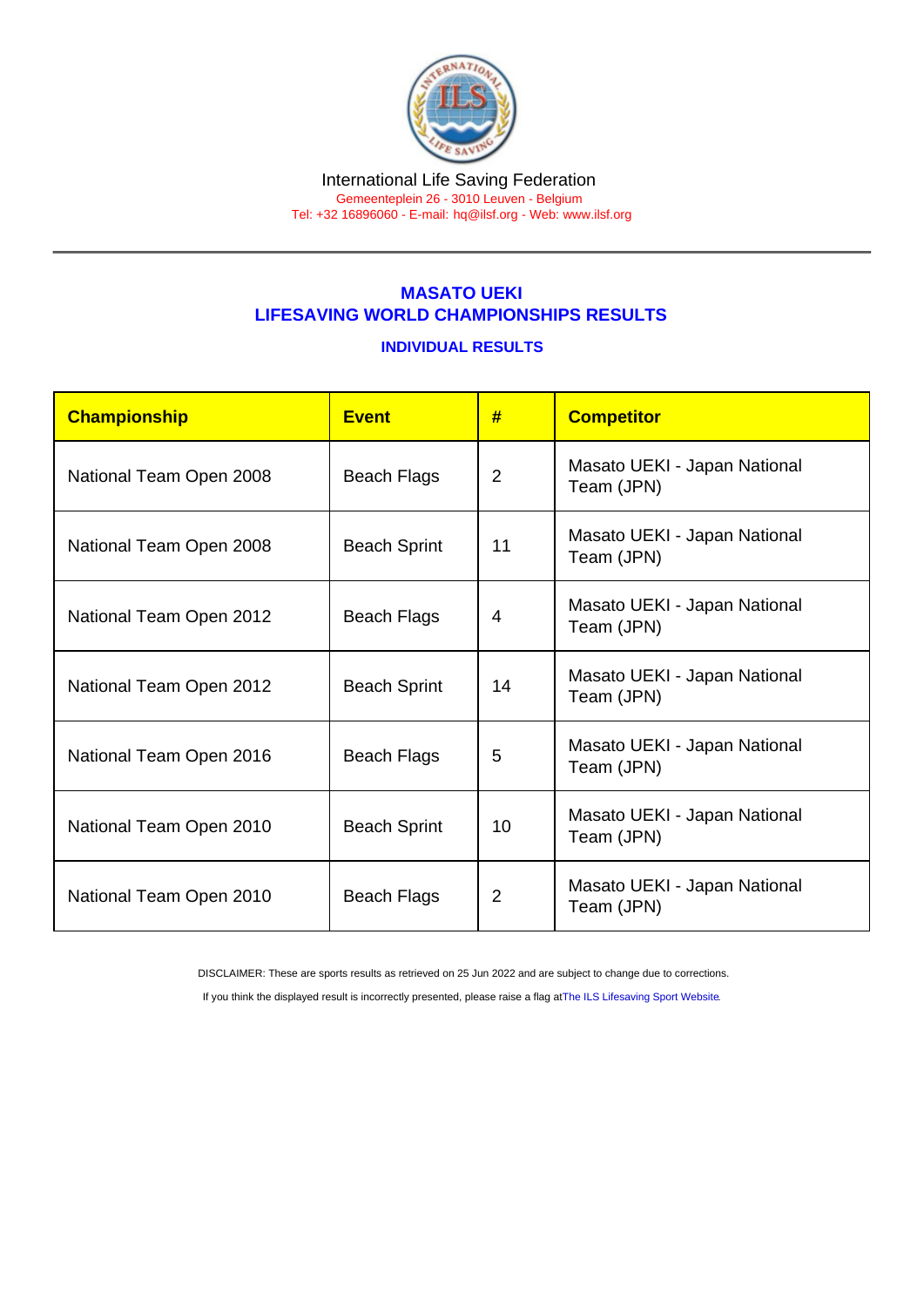International Life Saving Federation

Gemeenteplein 26 - 3010 Leuven - Belgium

Tel: +32 16896060 - E-mail: hq@ilsf.org - Web: www.ilsf.org

## MASATO UEKI
## LIFESAVING WORLD CHAMPIONSHIPS RESULTS

### INDIVIDUAL RESULTS

| Championship | Event | # | Competitor |
|---|---|---|---|
| National Team Open 2008 | Beach Flags | 2 | Masato UEKI - Japan National Team (JPN) |
| National Team Open 2008 | Beach Sprint | 11 | Masato UEKI - Japan National Team (JPN) |
| National Team Open 2012 | Beach Flags | 4 | Masato UEKI - Japan National Team (JPN) |
| National Team Open 2012 | Beach Sprint | 14 | Masato UEKI - Japan National Team (JPN) |
| National Team Open 2016 | Beach Flags | 5 | Masato UEKI - Japan National Team (JPN) |
| National Team Open 2010 | Beach Sprint | 10 | Masato UEKI - Japan National Team (JPN) |
| National Team Open 2010 | Beach Flags | 2 | Masato UEKI - Japan National Team (JPN) |

DISCLAIMER: These are sports results as retrieved on 25 Jun 2022 and are subject to change due to corrections.

If you think the displayed result is incorrectly presented, please raise a flag at The ILS Lifesaving Sport Website.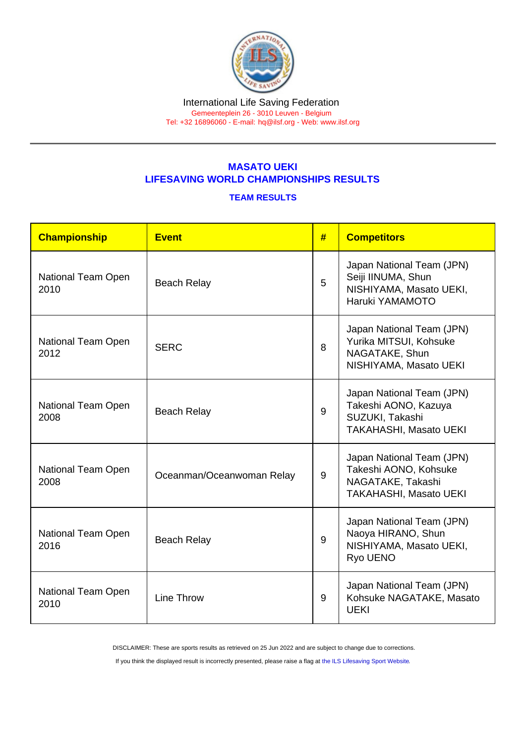International Life Saving Federation

Gemeenteplein 26 - 3010 Leuven - Belgium

Tel: +32 16896060 - E-mail: hq@ilsf.org - Web: www.ilsf.org

## MASATO UEKI
## LIFESAVING WORLD CHAMPIONSHIPS RESULTS

### TEAM RESULTS

| Championship | Event | # | Competitors |
|---|---|---|---|
| National Team Open 2010 | Beach Relay | 5 | Japan National Team (JPN) Seiji IINUMA, Shun NISHIYAMA, Masato UEKI, Haruki YAMAMOTO |
| National Team Open 2012 | SERC | 8 | Japan National Team (JPN) Yurika MITSUI, Kohsuke NAGATAKE, Shun NISHIYAMA, Masato UEKI |
| National Team Open 2008 | Beach Relay | 9 | Japan National Team (JPN) Takeshi AONO, Kazuya SUZUKI, Takashi TAKAHASHI, Masato UEKI |
| National Team Open 2008 | Oceanman/Oceanwoman Relay | 9 | Japan National Team (JPN) Takeshi AONO, Kohsuke NAGATAKE, Takashi TAKAHASHI, Masato UEKI |
| National Team Open 2016 | Beach Relay | 9 | Japan National Team (JPN) Naoya HIRANO, Shun NISHIYAMA, Masato UEKI, Ryo UENO |
| National Team Open 2010 | Line Throw | 9 | Japan National Team (JPN) Kohsuke NAGATAKE, Masato UEKI |

DISCLAIMER: These are sports results as retrieved on 25 Jun 2022 and are subject to change due to corrections.

If you think the displayed result is incorrectly presented, please raise a flag at the ILS Lifesaving Sport Website.